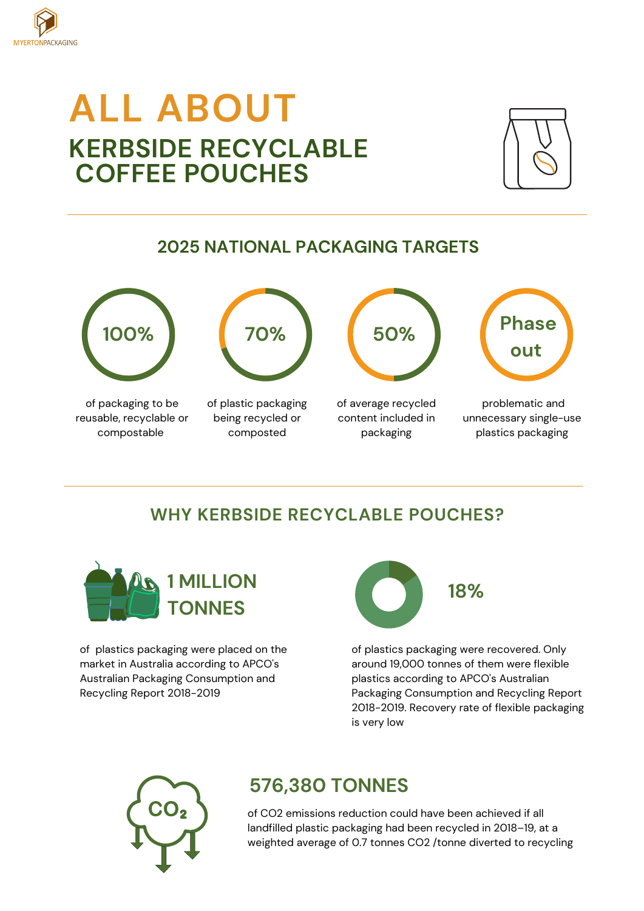MYERTONPACKAGING

# ALL ABOUT

## KERBSIDE RECYCLABLE COFFEE POUCHES

## 2025 NATIONAL PACKAGING TARGETS

**100%**

of packaging to be reusable, recyclable or compostable

**70%**

of plastic packaging being recycled or composted

**50%**

of average recycled content included in packaging

**Phase out**

problematic and unnecessary single-use plastics packaging

## WHY KERBSIDE RECYCLABLE POUCHES?

**1 MILLION TONNES**

of plastics packaging were placed on the market in Australia according to APCO's Australian Packaging Consumption and Recycling Report 2018-2019

**18%**

of plastics packaging were recovered. Only around 19,000 tonnes of them were flexible plastics according to APCO's Australian Packaging Consumption and Recycling Report 2018-2019. Recovery rate of flexible packaging is very low

$CO_2$

**576,380 TONNES**

of CO2 emissions reduction could have been achieved if all landfilled plastic packaging had been recycled in 2018–19, at a weighted average of 0.7 tonnes CO2 /tonne diverted to recycling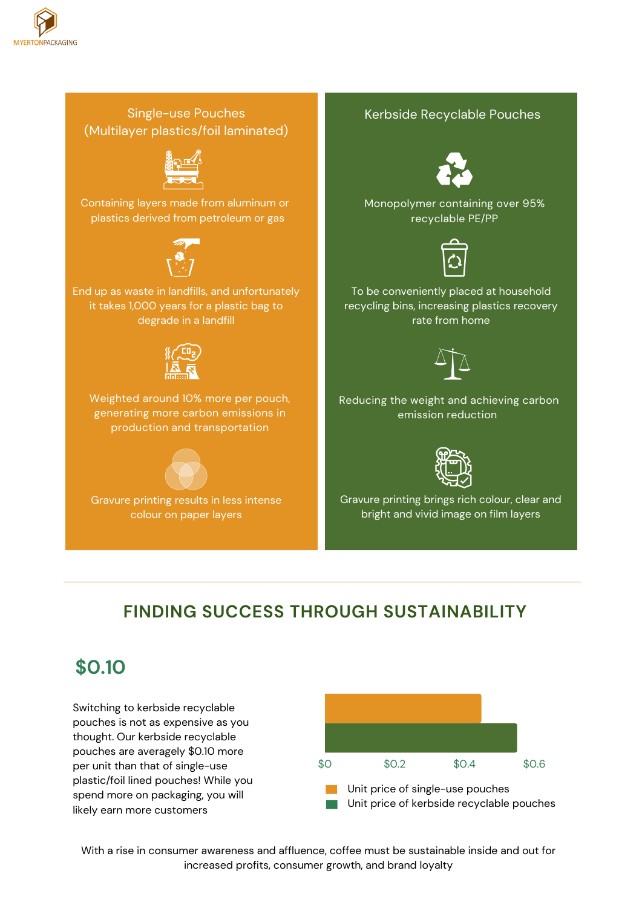| Single-use Pouches (Multilayer plastics/foil laminated) | Kerbside Recyclable Pouches |
| --- | --- |
| Containing layers made from aluminum or plastics derived from petroleum or gas | Monopolymer containing over 95% recyclable PE/PP |
| End up as waste in landfills, and unfortunately it takes 1,000 years for a plastic bag to degrade in a landfill | To be conveniently placed at household recycling bins, increasing plastics recovery rate from home |
| Weighted around 10% more per pouch, generating more carbon emissions in production and transportation | Reducing the weight and achieving carbon emission reduction |
| Gravure printing results in less intense colour on paper layers | Gravure printing brings rich colour, clear and bright and vivid image on film layers |

---

## FINDING SUCCESS THROUGH SUSTAINABILITY

### $0.10

Switching to kerbside recyclable pouches is not as expensive as you thought. Our kerbside recyclable pouches are averagely $0.10 more per unit than that of single-use plastic/foil lined pouches! While you spend more on packaging, you will likely earn more customers

$0 $0.2 $0.4 $0.6

- Unit price of single-use pouches
- Unit price of kerbside recyclable pouches

With a rise in consumer awareness and affluence, coffee must be sustainable inside and out for increased profits, consumer growth, and brand loyalty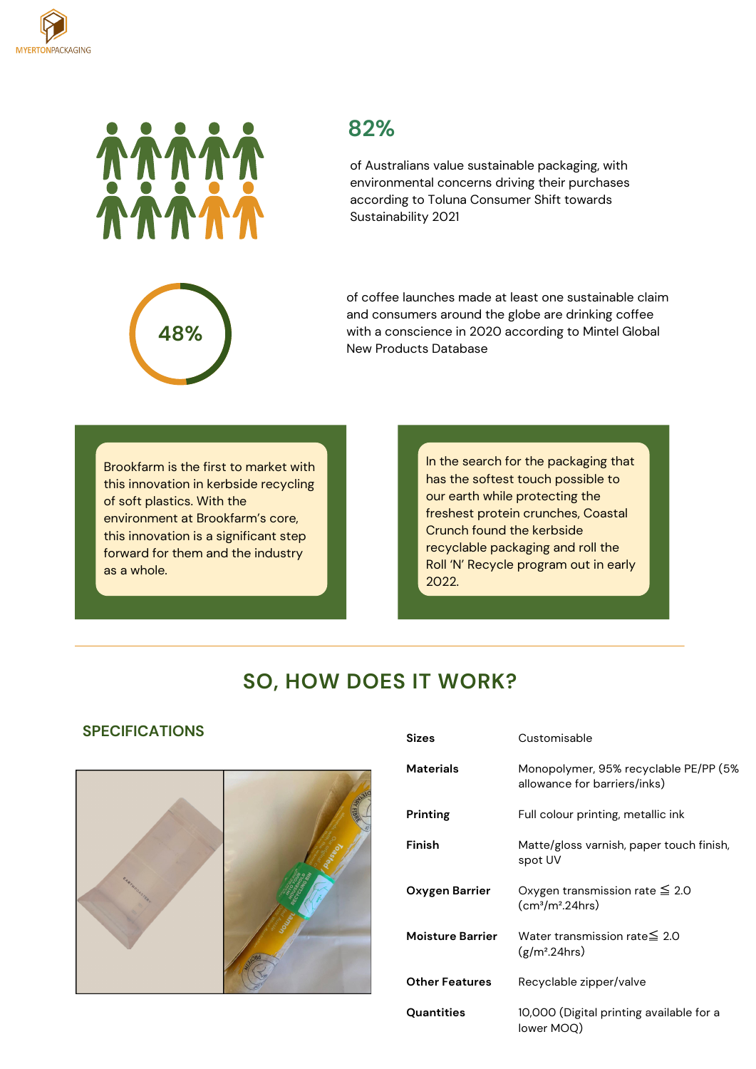## 82%

of Australians value sustainable packaging, with environmental concerns driving their purchases according to Toluna Consumer Shift towards Sustainability 2021

## 48%

of coffee launches made at least one sustainable claim and consumers around the globe are drinking coffee with a conscience in 2020 according to Mintel Global New Products Database

Brookfarm is the first to market with this innovation in kerbside recycling of soft plastics. With the environment at Brookfarm's core, this innovation is a significant step forward for them and the industry as a whole.

In the search for the packaging that has the softest touch possible to our earth while protecting the freshest protein crunches, Coastal Crunch found the kerbside recyclable packaging and roll the Roll 'N' Recycle program out in early 2022.

---

# SO, HOW DOES IT WORK?

## SPECIFICATIONS

| | |
|---|---|
| **Sizes** | Customisable |
| **Materials** | Monopolymer, 95% recyclable PE/PP (5% allowance for barriers/inks) |
| **Printing** | Full colour printing, metallic ink |
| **Finish** | Matte/gloss varnish, paper touch finish, spot UV |
| **Oxygen Barrier** | Oxygen transmission rate ≦ 2.0 ($cm^3/m^2$.24hrs) |
| **Moisture Barrier** | Water transmission rate≦ 2.0 ($g/m^2$.24hrs) |
| **Other Features** | Recyclable zipper/valve |
| **Quantities** | 10,000 (Digital printing available for a lower MOQ) |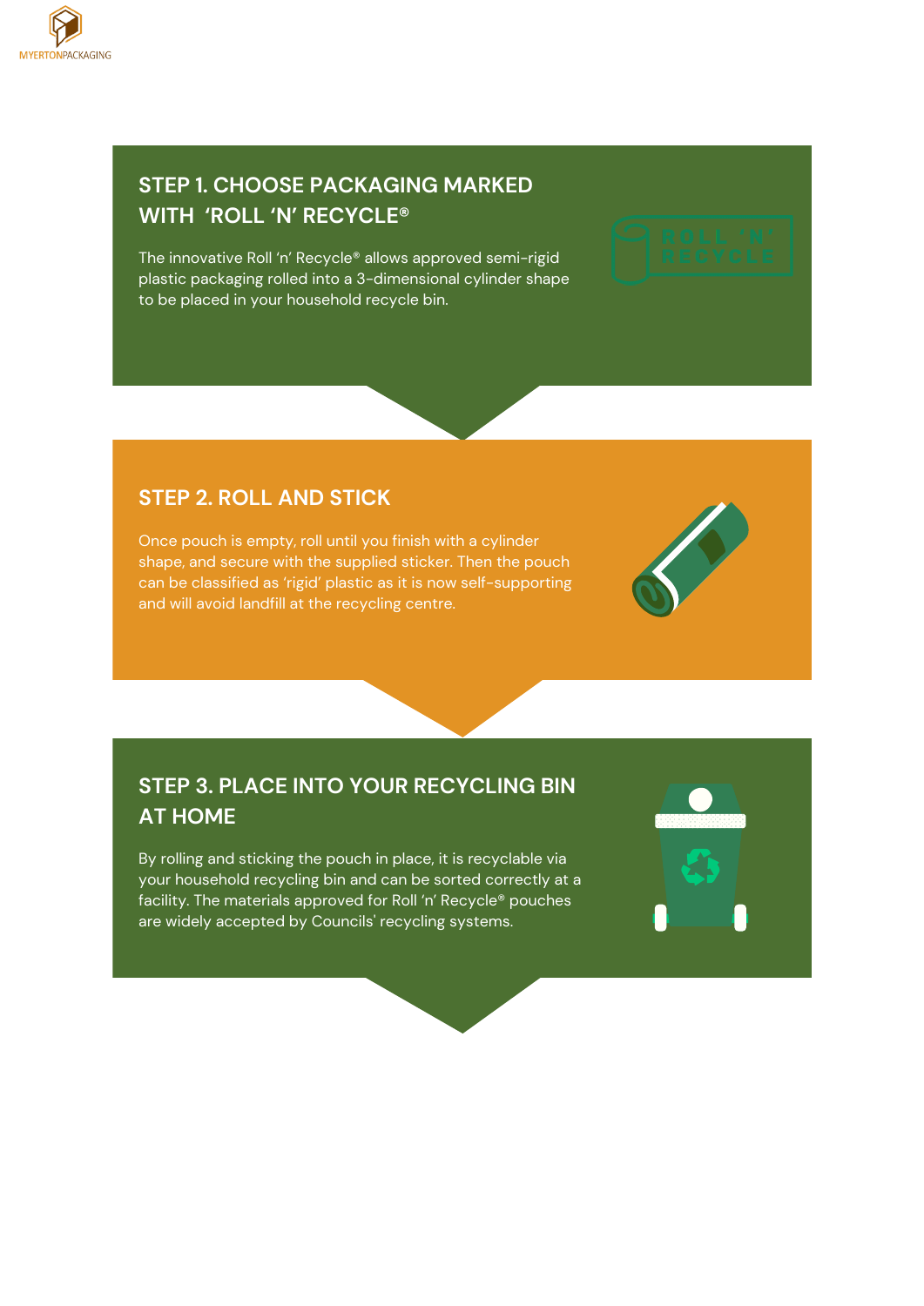## STEP 1. CHOOSE PACKAGING MARKED WITH 'ROLL 'N' RECYCLE®

The innovative Roll 'n' Recycle® allows approved semi-rigid plastic packaging rolled into a 3-dimensional cylinder shape to be placed in your household recycle bin.

## STEP 2. ROLL AND STICK

Once pouch is empty, roll until you finish with a cylinder shape, and secure with the supplied sticker. Then the pouch can be classified as 'rigid' plastic as it is now self-supporting and will avoid landfill at the recycling centre.

## STEP 3. PLACE INTO YOUR RECYCLING BIN AT HOME

By rolling and sticking the pouch in place, it is recyclable via your household recycling bin and can be sorted correctly at a facility. The materials approved for Roll 'n' Recycle® pouches are widely accepted by Councils' recycling systems.